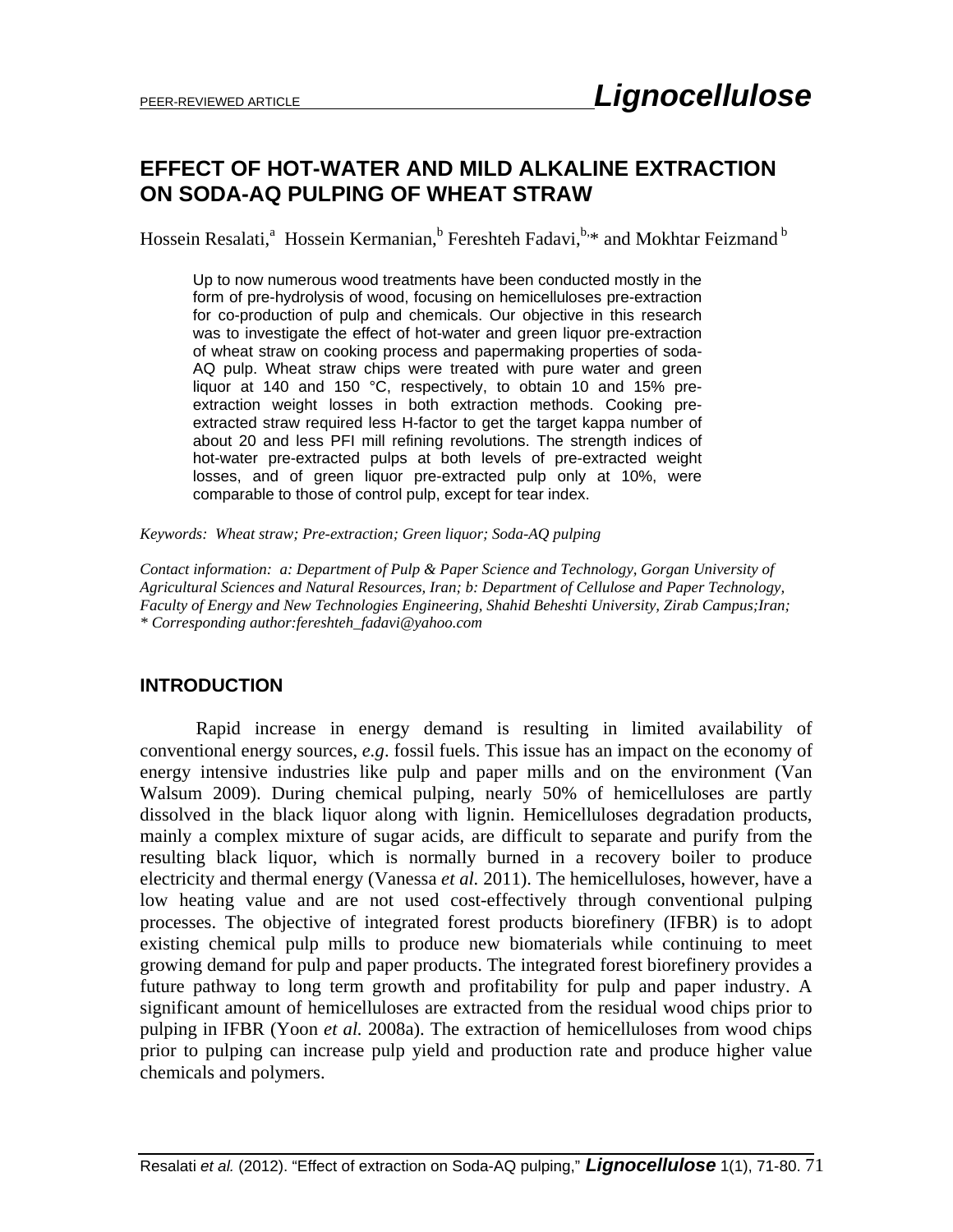# EFFECT OF HOT-WATER AND MILD ALKALINE EXTRACTION ON SODA-AQ PULPING OF WHEAT STRAW

Hossein Resalati,[a] Hossein Kermanian,[b] Fereshteh Fadavi,[b,*] and Mokhtar Feizmand [b]

Up to now numerous wood treatments have been conducted mostly in the form of pre-hydrolysis of wood, focusing on hemicelluloses pre-extraction for co-production of pulp and chemicals. Our objective in this research was to investigate the effect of hot-water and green liquor pre-extraction of wheat straw on cooking process and papermaking properties of soda-AQ pulp. Wheat straw chips were treated with pure water and green liquor at 140 and 150 °C, respectively, to obtain 10 and 15% pre-extraction weight losses in both extraction methods. Cooking pre-extracted straw required less H-factor to get the target kappa number of about 20 and less PFI mill refining revolutions. The strength indices of hot-water pre-extracted pulps at both levels of pre-extracted weight losses, and of green liquor pre-extracted pulp only at 10%, were comparable to those of control pulp, except for tear index.

*Keywords: Wheat straw; Pre-extraction; Green liquor; Soda-AQ pulping*

*Contact information: a: Department of Pulp & Paper Science and Technology, Gorgan University of Agricultural Sciences and Natural Resources, Iran; b: Department of Cellulose and Paper Technology, Faculty of Energy and New Technologies Engineering, Shahid Beheshti University, Zirab Campus;Iran; * Corresponding author:fereshteh_fadavi@yahoo.com*

## INTRODUCTION

Rapid increase in energy demand is resulting in limited availability of conventional energy sources, *e.g*. fossil fuels. This issue has an impact on the economy of energy intensive industries like pulp and paper mills and on the environment (Van Walsum 2009). During chemical pulping, nearly 50% of hemicelluloses are partly dissolved in the black liquor along with lignin. Hemicelluloses degradation products, mainly a complex mixture of sugar acids, are difficult to separate and purify from the resulting black liquor, which is normally burned in a recovery boiler to produce electricity and thermal energy (Vanessa *et al.* 2011). The hemicelluloses, however, have a low heating value and are not used cost-effectively through conventional pulping processes. The objective of integrated forest products biorefinery (IFBR) is to adopt existing chemical pulp mills to produce new biomaterials while continuing to meet growing demand for pulp and paper products. The integrated forest biorefinery provides a future pathway to long term growth and profitability for pulp and paper industry. A significant amount of hemicelluloses are extracted from the residual wood chips prior to pulping in IFBR (Yoon *et al.* 2008a). The extraction of hemicelluloses from wood chips prior to pulping can increase pulp yield and production rate and produce higher value chemicals and polymers.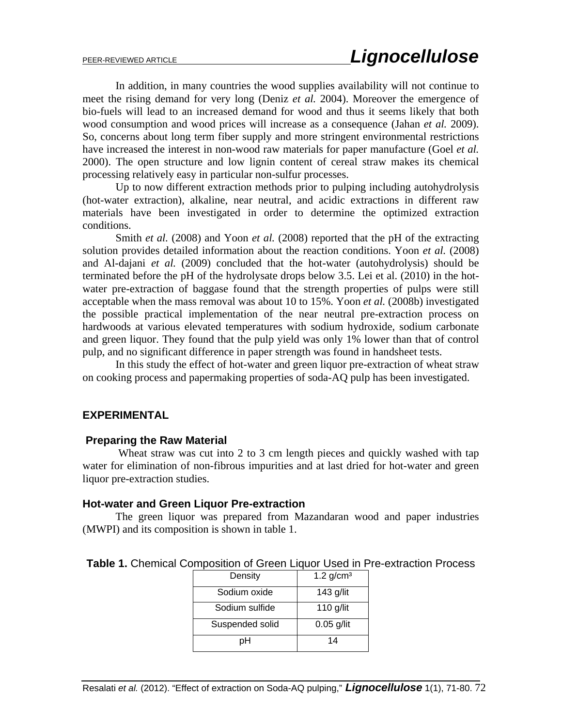In addition, in many countries the wood supplies availability will not continue to meet the rising demand for very long (Deniz *et al.* 2004). Moreover the emergence of bio-fuels will lead to an increased demand for wood and thus it seems likely that both wood consumption and wood prices will increase as a consequence (Jahan *et al.* 2009). So, concerns about long term fiber supply and more stringent environmental restrictions have increased the interest in non-wood raw materials for paper manufacture (Goel *et al.* 2000). The open structure and low lignin content of cereal straw makes its chemical processing relatively easy in particular non-sulfur processes.

Up to now different extraction methods prior to pulping including autohydrolysis (hot-water extraction), alkaline, near neutral, and acidic extractions in different raw materials have been investigated in order to determine the optimized extraction conditions.

Smith *et al.* (2008) and Yoon *et al.* (2008) reported that the pH of the extracting solution provides detailed information about the reaction conditions. Yoon *et al.* (2008) and Al-dajani *et al.* (2009) concluded that the hot-water (autohydrolysis) should be terminated before the pH of the hydrolysate drops below 3.5. Lei et al. (2010) in the hot-water pre-extraction of baggase found that the strength properties of pulps were still acceptable when the mass removal was about 10 to 15%. Yoon *et al.* (2008b) investigated the possible practical implementation of the near neutral pre-extraction process on hardwoods at various elevated temperatures with sodium hydroxide, sodium carbonate and green liquor. They found that the pulp yield was only 1% lower than that of control pulp, and no significant difference in paper strength was found in handsheet tests.

In this study the effect of hot-water and green liquor pre-extraction of wheat straw on cooking process and papermaking properties of soda-AQ pulp has been investigated.

## EXPERIMENTAL

### Preparing the Raw Material

Wheat straw was cut into 2 to 3 cm length pieces and quickly washed with tap water for elimination of non-fibrous impurities and at last dried for hot-water and green liquor pre-extraction studies.

### Hot-water and Green Liquor Pre-extraction

The green liquor was prepared from Mazandaran wood and paper industries (MWPI) and its composition is shown in table 1.

**Table 1.** Chemical Composition of Green Liquor Used in Pre-extraction Process

| Density | 1.2 g/cm³ |
|---|---|
| Sodium oxide | 143 g/lit |
| Sodium sulfide | 110 g/lit |
| Suspended solid | 0.05 g/lit |
| pH | 14 |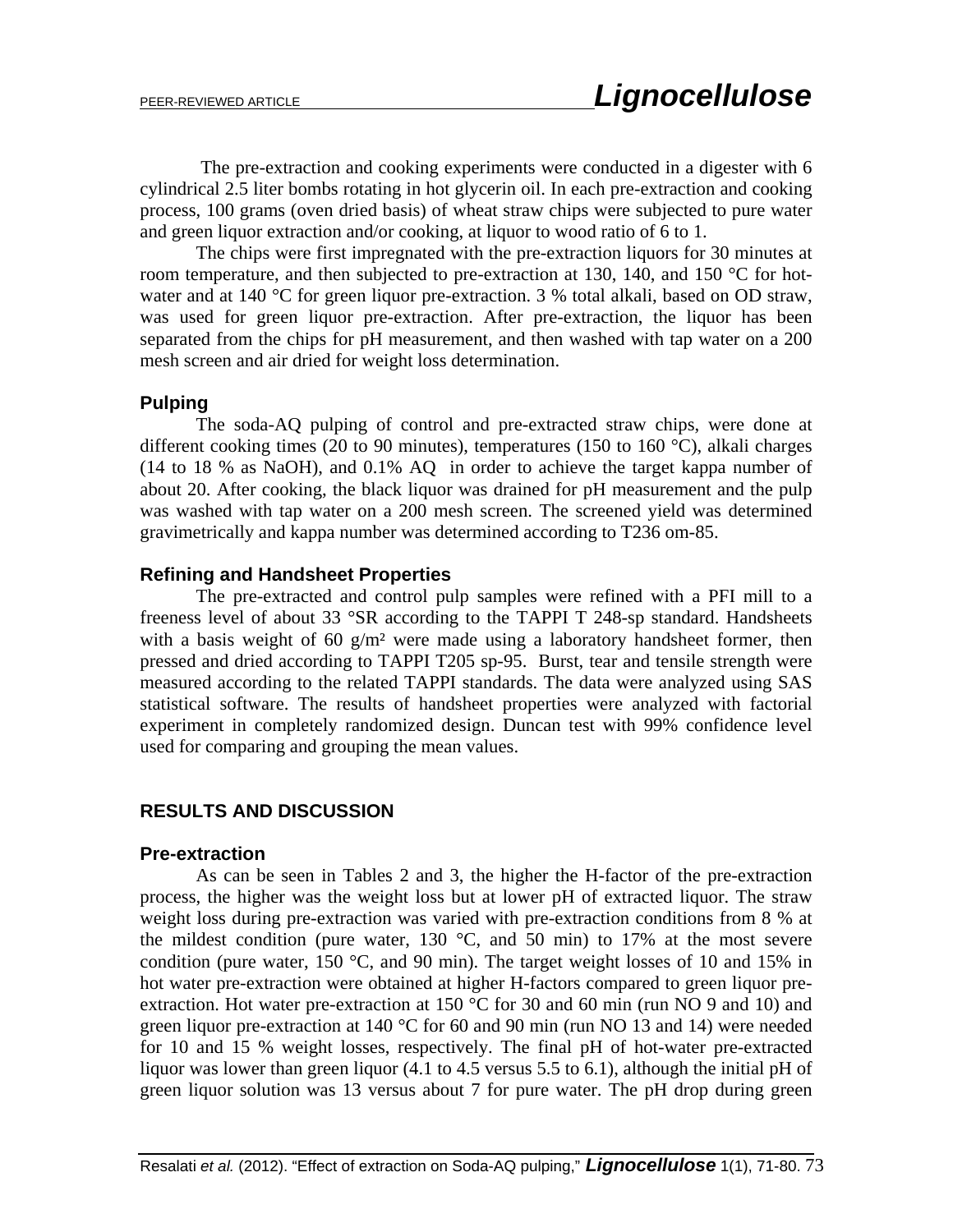The pre-extraction and cooking experiments were conducted in a digester with 6 cylindrical 2.5 liter bombs rotating in hot glycerin oil. In each pre-extraction and cooking process, 100 grams (oven dried basis) of wheat straw chips were subjected to pure water and green liquor extraction and/or cooking, at liquor to wood ratio of 6 to 1.

The chips were first impregnated with the pre-extraction liquors for 30 minutes at room temperature, and then subjected to pre-extraction at 130, 140, and 150 °C for hot-water and at 140 °C for green liquor pre-extraction. 3 % total alkali, based on OD straw, was used for green liquor pre-extraction. After pre-extraction, the liquor has been separated from the chips for pH measurement, and then washed with tap water on a 200 mesh screen and air dried for weight loss determination.

### Pulping

The soda-AQ pulping of control and pre-extracted straw chips, were done at different cooking times (20 to 90 minutes), temperatures (150 to 160 °C), alkali charges (14 to 18 % as NaOH), and 0.1% AQ in order to achieve the target kappa number of about 20. After cooking, the black liquor was drained for pH measurement and the pulp was washed with tap water on a 200 mesh screen. The screened yield was determined gravimetrically and kappa number was determined according to T236 om-85.

### Refining and Handsheet Properties

The pre-extracted and control pulp samples were refined with a PFI mill to a freeness level of about 33 °SR according to the TAPPI T 248-sp standard. Handsheets with a basis weight of 60 g/m² were made using a laboratory handsheet former, then pressed and dried according to TAPPI T205 sp-95. Burst, tear and tensile strength were measured according to the related TAPPI standards. The data were analyzed using SAS statistical software. The results of handsheet properties were analyzed with factorial experiment in completely randomized design. Duncan test with 99% confidence level used for comparing and grouping the mean values.

## RESULTS AND DISCUSSION

### Pre-extraction

As can be seen in Tables 2 and 3, the higher the H-factor of the pre-extraction process, the higher was the weight loss but at lower pH of extracted liquor. The straw weight loss during pre-extraction was varied with pre-extraction conditions from 8 % at the mildest condition (pure water, 130 °C, and 50 min) to 17% at the most severe condition (pure water, 150 °C, and 90 min). The target weight losses of 10 and 15% in hot water pre-extraction were obtained at higher H-factors compared to green liquor pre-extraction. Hot water pre-extraction at 150 °C for 30 and 60 min (run NO 9 and 10) and green liquor pre-extraction at 140 °C for 60 and 90 min (run NO 13 and 14) were needed for 10 and 15 % weight losses, respectively. The final pH of hot-water pre-extracted liquor was lower than green liquor (4.1 to 4.5 versus 5.5 to 6.1), although the initial pH of green liquor solution was 13 versus about 7 for pure water. The pH drop during green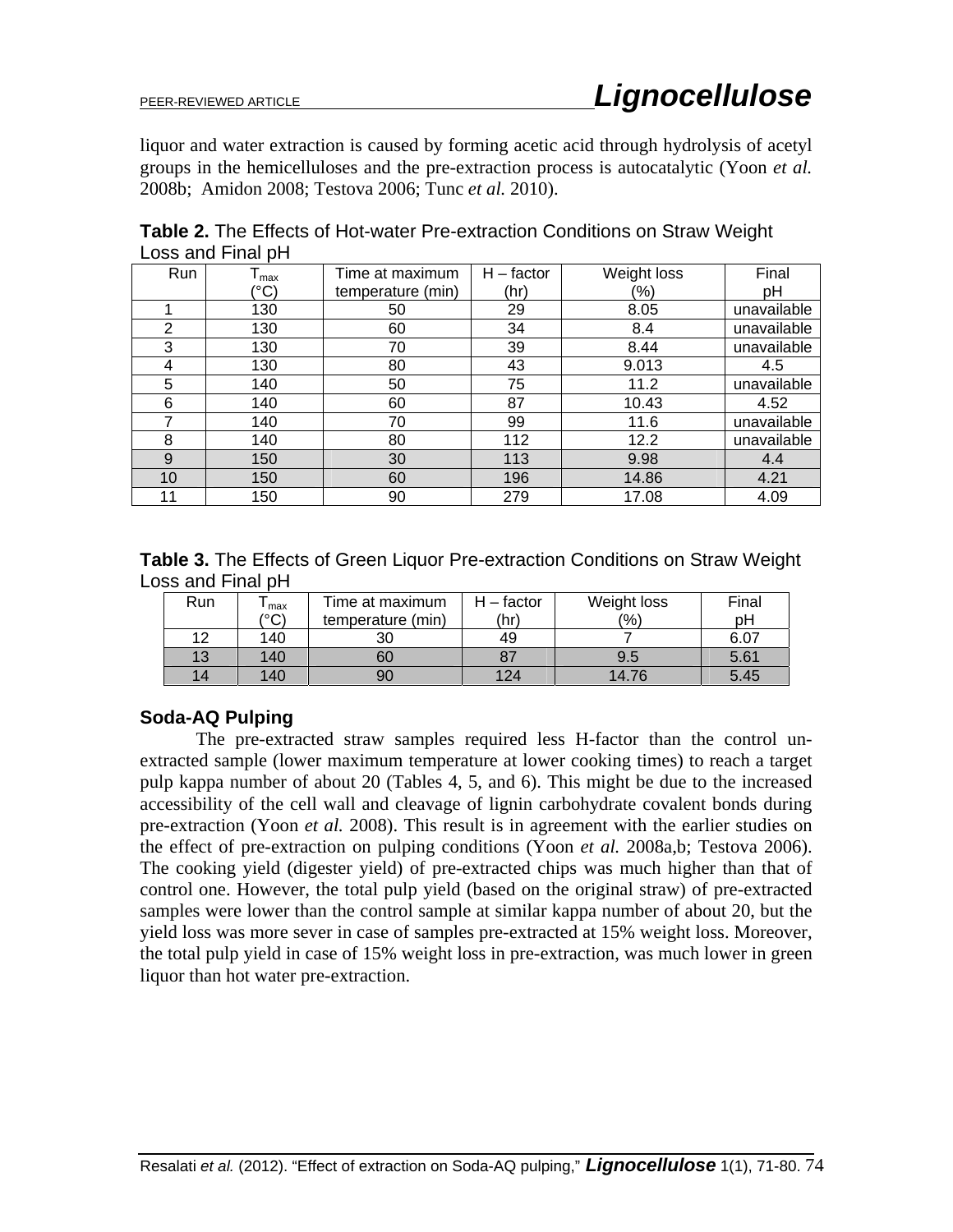liquor and water extraction is caused by forming acetic acid through hydrolysis of acetyl groups in the hemicelluloses and the pre-extraction process is autocatalytic (Yoon *et al.* 2008b; Amidon 2008; Testova 2006; Tunc *et al.* 2010).

**Table 2.** The Effects of Hot-water Pre-extraction Conditions on Straw Weight Loss and Final pH

| Run | $T_{max}$ (°C) | Time at maximum temperature (min) | H – factor (hr) | Weight loss (%) | Final pH |
|---|---|---|---|---|---|
| 1 | 130 | 50 | 29 | 8.05 | unavailable |
| 2 | 130 | 60 | 34 | 8.4 | unavailable |
| 3 | 130 | 70 | 39 | 8.44 | unavailable |
| 4 | 130 | 80 | 43 | 9.013 | 4.5 |
| 5 | 140 | 50 | 75 | 11.2 | unavailable |
| 6 | 140 | 60 | 87 | 10.43 | 4.52 |
| 7 | 140 | 70 | 99 | 11.6 | unavailable |
| 8 | 140 | 80 | 112 | 12.2 | unavailable |
| 9 | 150 | 30 | 113 | 9.98 | 4.4 |
| 10 | 150 | 60 | 196 | 14.86 | 4.21 |
| 11 | 150 | 90 | 279 | 17.08 | 4.09 |

**Table 3.** The Effects of Green Liquor Pre-extraction Conditions on Straw Weight Loss and Final pH

| Run | $T_{max}$ (°C) | Time at maximum temperature (min) | H – factor (hr) | Weight loss (%) | Final pH |
|---|---|---|---|---|---|
| 12 | 140 | 30 | 49 | 7 | 6.07 |
| 13 | 140 | 60 | 87 | 9.5 | 5.61 |
| 14 | 140 | 90 | 124 | 14.76 | 5.45 |

### Soda-AQ Pulping

The pre-extracted straw samples required less H-factor than the control un-extracted sample (lower maximum temperature at lower cooking times) to reach a target pulp kappa number of about 20 (Tables 4, 5, and 6). This might be due to the increased accessibility of the cell wall and cleavage of lignin carbohydrate covalent bonds during pre-extraction (Yoon *et al.* 2008). This result is in agreement with the earlier studies on the effect of pre-extraction on pulping conditions (Yoon *et al.* 2008a,b; Testova 2006). The cooking yield (digester yield) of pre-extracted chips was much higher than that of control one. However, the total pulp yield (based on the original straw) of pre-extracted samples were lower than the control sample at similar kappa number of about 20, but the yield loss was more sever in case of samples pre-extracted at 15% weight loss. Moreover, the total pulp yield in case of 15% weight loss in pre-extraction, was much lower in green liquor than hot water pre-extraction.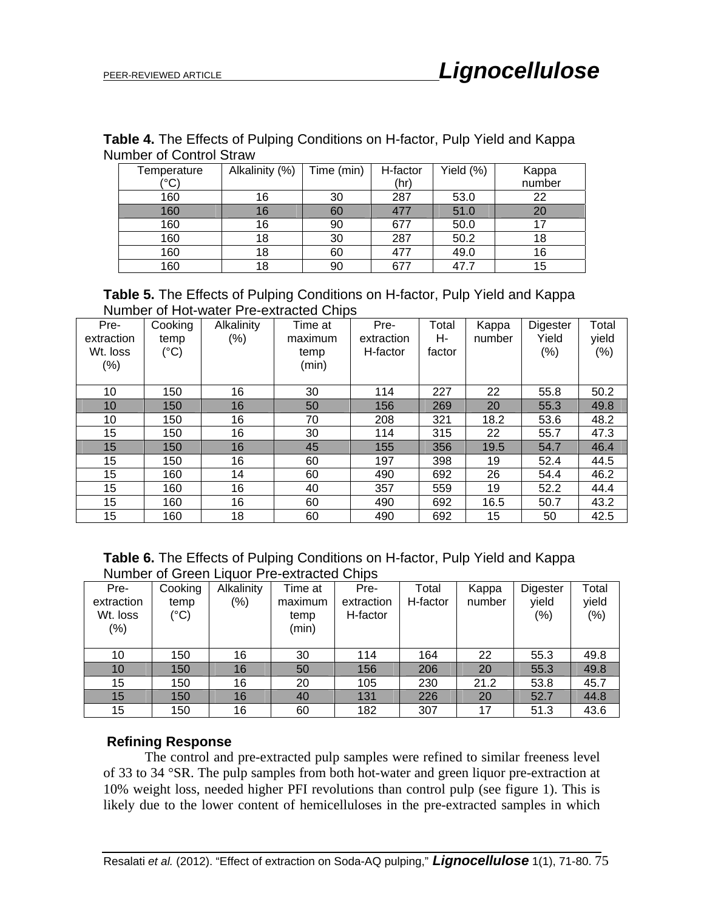**Table 4.** The Effects of Pulping Conditions on H-factor, Pulp Yield and Kappa Number of Control Straw

| Temperature (°C) | Alkalinity (%) | Time (min) | H-factor (hr) | Yield (%) | Kappa number |
|---|---|---|---|---|---|
| 160 | 16 | 30 | 287 | 53.0 | 22 |
| 160 | 16 | 60 | 477 | 51.0 | 20 |
| 160 | 16 | 90 | 677 | 50.0 | 17 |
| 160 | 18 | 30 | 287 | 50.2 | 18 |
| 160 | 18 | 60 | 477 | 49.0 | 16 |
| 160 | 18 | 90 | 677 | 47.7 | 15 |

**Table 5.** The Effects of Pulping Conditions on H-factor, Pulp Yield and Kappa Number of Hot-water Pre-extracted Chips

| Pre-extraction Wt. loss (%) | Cooking temp (°C) | Alkalinity (%) | Time at maximum temp (min) | Pre-extraction H-factor | Total H-factor | Kappa number | Digester Yield (%) | Total yield (%) |
|---|---|---|---|---|---|---|---|---|
| 10 | 150 | 16 | 30 | 114 | 227 | 22 | 55.8 | 50.2 |
| 10 | 150 | 16 | 50 | 156 | 269 | 20 | 55.3 | 49.8 |
| 10 | 150 | 16 | 70 | 208 | 321 | 18.2 | 53.6 | 48.2 |
| 15 | 150 | 16 | 30 | 114 | 315 | 22 | 55.7 | 47.3 |
| 15 | 150 | 16 | 45 | 155 | 356 | 19.5 | 54.7 | 46.4 |
| 15 | 150 | 16 | 60 | 197 | 398 | 19 | 52.4 | 44.5 |
| 15 | 160 | 14 | 60 | 490 | 692 | 26 | 54.4 | 46.2 |
| 15 | 160 | 16 | 40 | 357 | 559 | 19 | 52.2 | 44.4 |
| 15 | 160 | 16 | 60 | 490 | 692 | 16.5 | 50.7 | 43.2 |
| 15 | 160 | 18 | 60 | 490 | 692 | 15 | 50 | 42.5 |

**Table 6.** The Effects of Pulping Conditions on H-factor, Pulp Yield and Kappa Number of Green Liquor Pre-extracted Chips

| Pre-extraction Wt. loss (%) | Cooking temp (°C) | Alkalinity (%) | Time at maximum temp (min) | Pre-extraction H-factor | Total H-factor | Kappa number | Digester yield (%) | Total yield (%) |
|---|---|---|---|---|---|---|---|---|
| 10 | 150 | 16 | 30 | 114 | 164 | 22 | 55.3 | 49.8 |
| 10 | 150 | 16 | 50 | 156 | 206 | 20 | 55.3 | 49.8 |
| 15 | 150 | 16 | 20 | 105 | 230 | 21.2 | 53.8 | 45.7 |
| 15 | 150 | 16 | 40 | 131 | 226 | 20 | 52.7 | 44.8 |
| 15 | 150 | 16 | 60 | 182 | 307 | 17 | 51.3 | 43.6 |

### Refining Response

The control and pre-extracted pulp samples were refined to similar freeness level of 33 to 34 °SR. The pulp samples from both hot-water and green liquor pre-extraction at 10% weight loss, needed higher PFI revolutions than control pulp (see figure 1). This is likely due to the lower content of hemicelluloses in the pre-extracted samples in which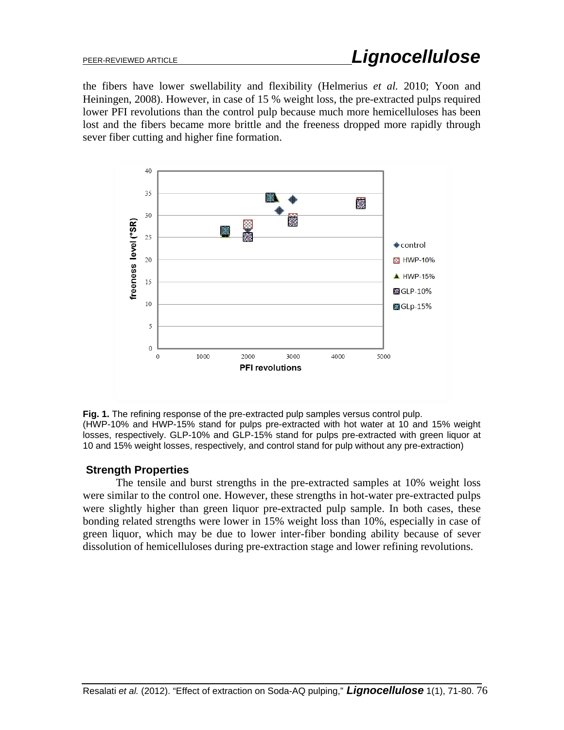the fibers have lower swellability and flexibility (Helmerius *et al.* 2010; Yoon and Heiningen, 2008). However, in case of 15 % weight loss, the pre-extracted pulps required lower PFI revolutions than the control pulp because much more hemicelluloses has been lost and the fibers became more brittle and the freeness dropped more rapidly through sever fiber cutting and higher fine formation.

**Fig. 1.** The refining response of the pre-extracted pulp samples versus control pulp.
(HWP-10% and HWP-15% stand for pulps pre-extracted with hot water at 10 and 15% weight losses, respectively. GLP-10% and GLP-15% stand for pulps pre-extracted with green liquor at 10 and 15% weight losses, respectively, and control stand for pulp without any pre-extraction)

## Strength Properties

The tensile and burst strengths in the pre-extracted samples at 10% weight loss were similar to the control one. However, these strengths in hot-water pre-extracted pulps were slightly higher than green liquor pre-extracted pulp sample. In both cases, these bonding related strengths were lower in 15% weight loss than 10%, especially in case of green liquor, which may be due to lower inter-fiber bonding ability because of sever dissolution of hemicelluloses during pre-extraction stage and lower refining revolutions.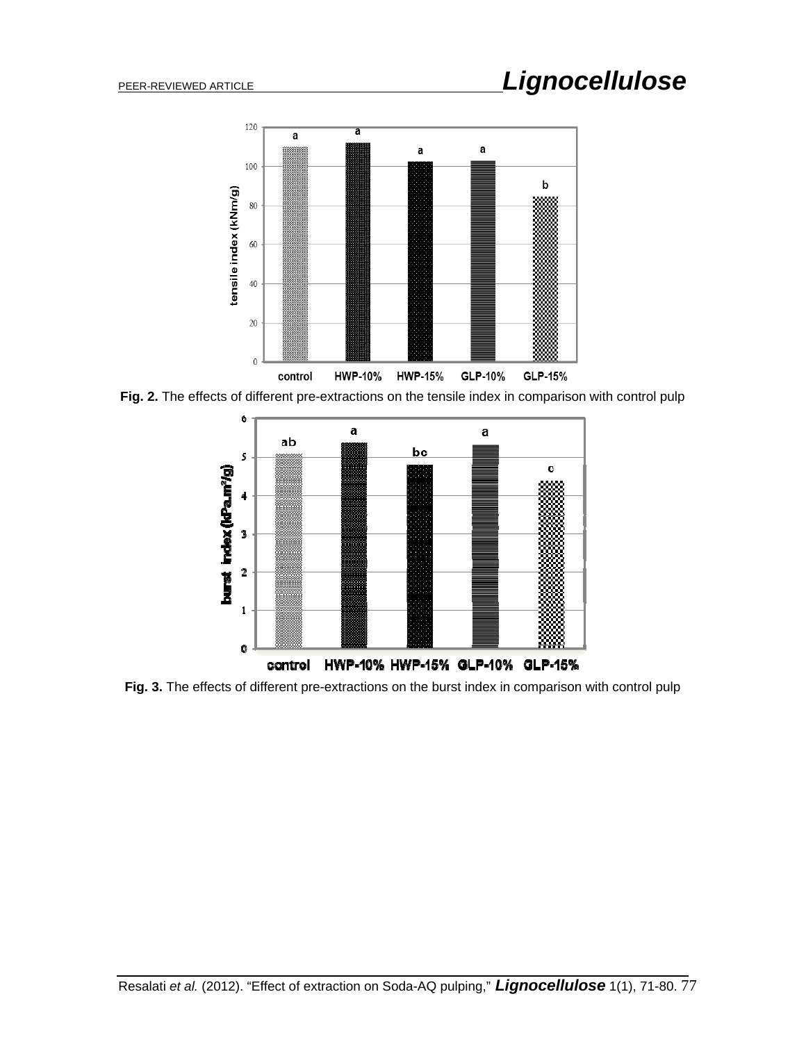Fig. 2. The effects of different pre-extractions on the tensile index in comparison with control pulp

Fig. 3. The effects of different pre-extractions on the burst index in comparison with control pulp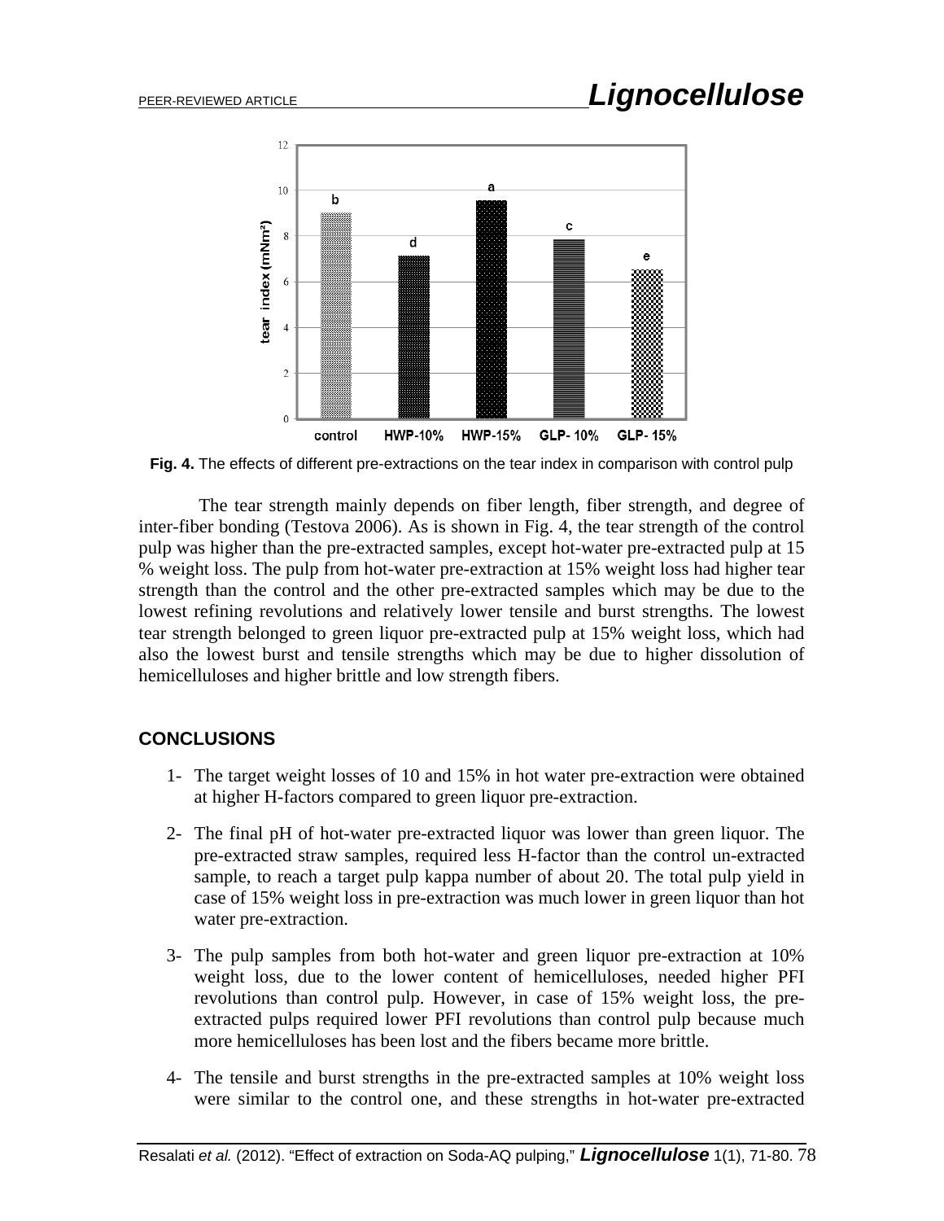**Fig. 4.** The effects of different pre-extractions on the tear index in comparison with control pulp

The tear strength mainly depends on fiber length, fiber strength, and degree of inter-fiber bonding (Testova 2006). As is shown in Fig. 4, the tear strength of the control pulp was higher than the pre-extracted samples, except hot-water pre-extracted pulp at 15 % weight loss. The pulp from hot-water pre-extraction at 15% weight loss had higher tear strength than the control and the other pre-extracted samples which may be due to the lowest refining revolutions and relatively lower tensile and burst strengths. The lowest tear strength belonged to green liquor pre-extracted pulp at 15% weight loss, which had also the lowest burst and tensile strengths which may be due to higher dissolution of hemicelluloses and higher brittle and low strength fibers.

## CONCLUSIONS

1- The target weight losses of 10 and 15% in hot water pre-extraction were obtained at higher H-factors compared to green liquor pre-extraction.

2- The final pH of hot-water pre-extracted liquor was lower than green liquor. The pre-extracted straw samples, required less H-factor than the control un-extracted sample, to reach a target pulp kappa number of about 20. The total pulp yield in case of 15% weight loss in pre-extraction was much lower in green liquor than hot water pre-extraction.

3- The pulp samples from both hot-water and green liquor pre-extraction at 10% weight loss, due to the lower content of hemicelluloses, needed higher PFI revolutions than control pulp. However, in case of 15% weight loss, the pre-extracted pulps required lower PFI revolutions than control pulp because much more hemicelluloses has been lost and the fibers became more brittle.

4- The tensile and burst strengths in the pre-extracted samples at 10% weight loss were similar to the control one, and these strengths in hot-water pre-extracted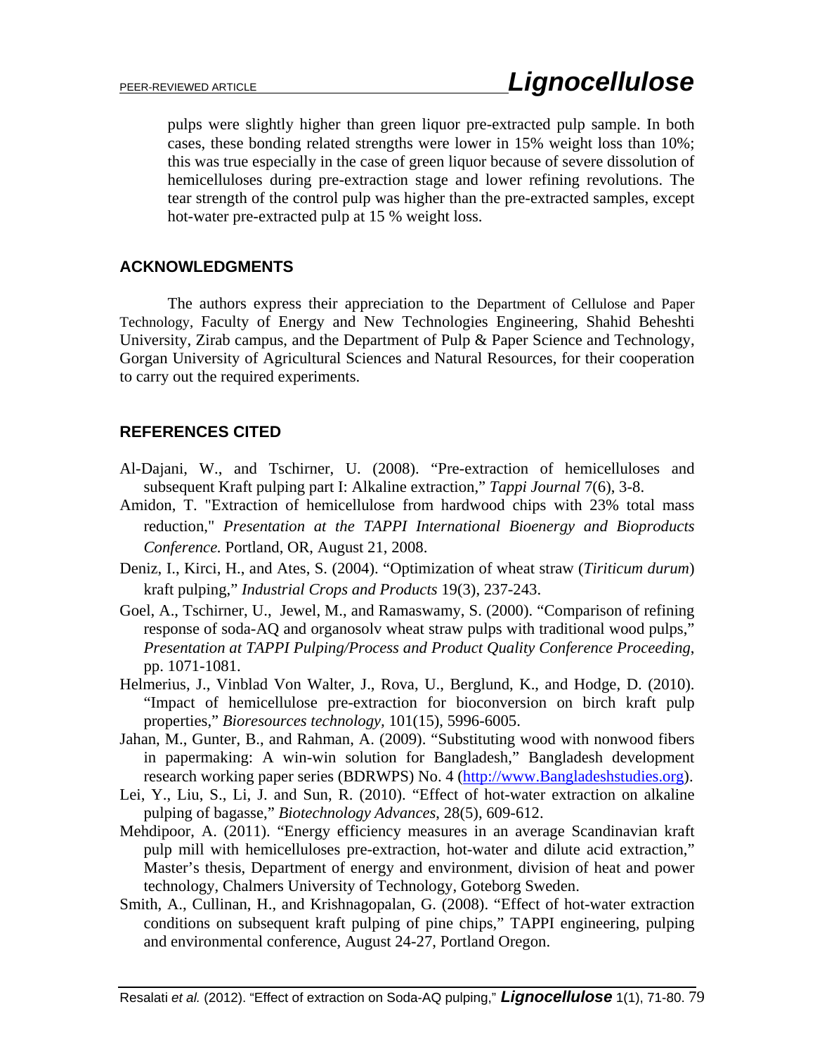pulps were slightly higher than green liquor pre-extracted pulp sample. In both cases, these bonding related strengths were lower in 15% weight loss than 10%; this was true especially in the case of green liquor because of severe dissolution of hemicelluloses during pre-extraction stage and lower refining revolutions. The tear strength of the control pulp was higher than the pre-extracted samples, except hot-water pre-extracted pulp at 15 % weight loss.

## ACKNOWLEDGMENTS

The authors express their appreciation to the Department of Cellulose and Paper Technology, Faculty of Energy and New Technologies Engineering, Shahid Beheshti University, Zirab campus, and the Department of Pulp & Paper Science and Technology, Gorgan University of Agricultural Sciences and Natural Resources, for their cooperation to carry out the required experiments.

## REFERENCES CITED

Al-Dajani, W., and Tschirner, U. (2008). "Pre-extraction of hemicelluloses and subsequent Kraft pulping part I: Alkaline extraction," *Tappi Journal* 7(6), 3-8.

Amidon, T. "Extraction of hemicellulose from hardwood chips with 23% total mass reduction," *Presentation at the TAPPI International Bioenergy and Bioproducts Conference.* Portland, OR, August 21, 2008.

Deniz, I., Kirci, H., and Ates, S. (2004). "Optimization of wheat straw (*Tiriticum durum*) kraft pulping," *Industrial Crops and Products* 19(3), 237-243.

Goel, A., Tschirner, U., Jewel, M., and Ramaswamy, S. (2000). "Comparison of refining response of soda-AQ and organosolv wheat straw pulps with traditional wood pulps," *Presentation at TAPPI Pulping/Process and Product Quality Conference Proceeding*, pp. 1071-1081.

Helmerius, J., Vinblad Von Walter, J., Rova, U., Berglund, K., and Hodge, D. (2010). "Impact of hemicellulose pre-extraction for bioconversion on birch kraft pulp properties," *Bioresources technology*, 101(15), 5996-6005.

Jahan, M., Gunter, B., and Rahman, A. (2009). "Substituting wood with nonwood fibers in papermaking: A win-win solution for Bangladesh," Bangladesh development research working paper series (BDRWPS) No. 4 (http://www.Bangladeshstudies.org).

Lei, Y., Liu, S., Li, J. and Sun, R. (2010). "Effect of hot-water extraction on alkaline pulping of bagasse," *Biotechnology Advances*, 28(5), 609-612.

Mehdipoor, A. (2011). "Energy efficiency measures in an average Scandinavian kraft pulp mill with hemicelluloses pre-extraction, hot-water and dilute acid extraction," Master's thesis, Department of energy and environment, division of heat and power technology, Chalmers University of Technology, Goteborg Sweden.

Smith, A., Cullinan, H., and Krishnagopalan, G. (2008). "Effect of hot-water extraction conditions on subsequent kraft pulping of pine chips," TAPPI engineering, pulping and environmental conference, August 24-27, Portland Oregon.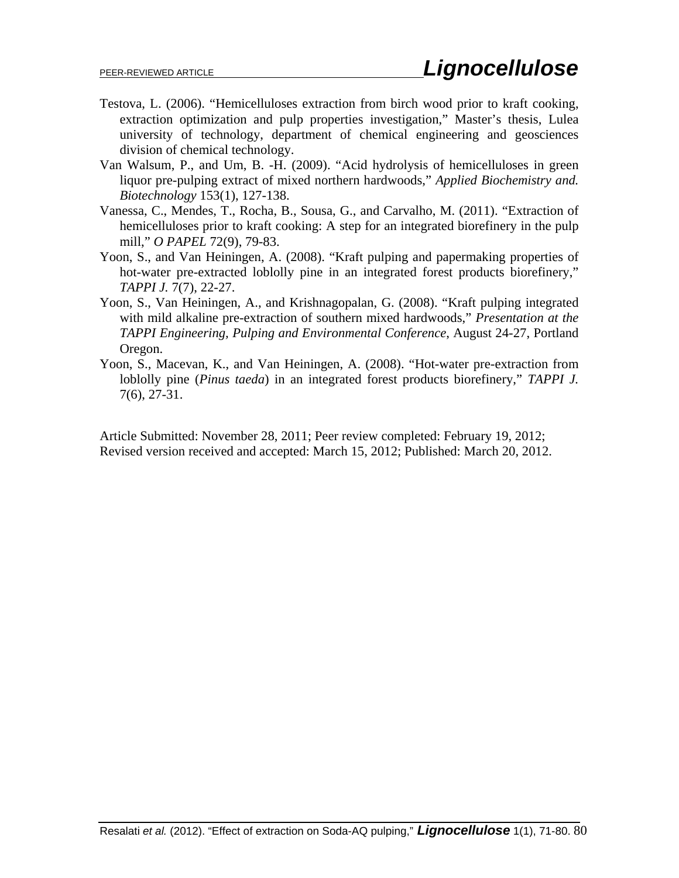Testova, L. (2006). "Hemicelluloses extraction from birch wood prior to kraft cooking, extraction optimization and pulp properties investigation," Master's thesis, Lulea university of technology, department of chemical engineering and geosciences division of chemical technology.

Van Walsum, P., and Um, B. -H. (2009). "Acid hydrolysis of hemicelluloses in green liquor pre-pulping extract of mixed northern hardwoods," *Applied Biochemistry and. Biotechnology* 153(1), 127-138.

Vanessa, C., Mendes, T., Rocha, B., Sousa, G., and Carvalho, M. (2011). "Extraction of hemicelluloses prior to kraft cooking: A step for an integrated biorefinery in the pulp mill," *O PAPEL* 72(9), 79-83.

Yoon, S., and Van Heiningen, A. (2008). "Kraft pulping and papermaking properties of hot-water pre-extracted loblolly pine in an integrated forest products biorefinery," *TAPPI J.* 7(7), 22-27.

Yoon, S., Van Heiningen, A., and Krishnagopalan, G. (2008). "Kraft pulping integrated with mild alkaline pre-extraction of southern mixed hardwoods," *Presentation at the TAPPI Engineering, Pulping and Environmental Conference*, August 24-27, Portland Oregon.

Yoon, S., Macevan, K., and Van Heiningen, A. (2008). "Hot-water pre-extraction from loblolly pine (*Pinus taeda*) in an integrated forest products biorefinery," *TAPPI J.* 7(6), 27-31.

Article Submitted: November 28, 2011; Peer review completed: February 19, 2012; Revised version received and accepted: March 15, 2012; Published: March 20, 2012.